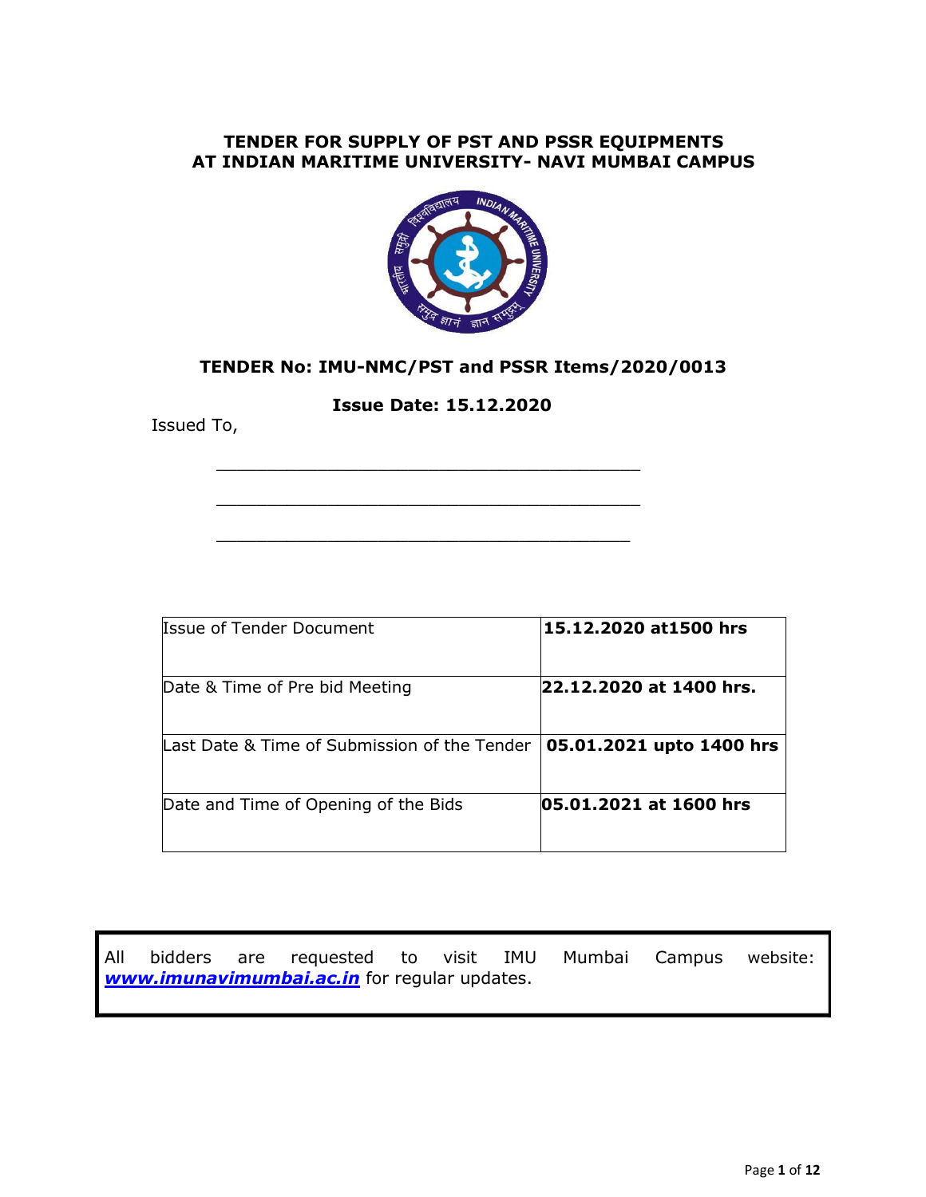# TENDER FOR SUPPLY OF PST AND PSSR EQUIPMENTS AT INDIAN MARITIME UNIVERSITY- NAVI MUMBAI CAMPUS

**TENDER No: IMU-NMC/PST and PSSR Items/2020/0013**

**Issue Date: 15.12.2020**

Issued To,

\_\_\_\_\_\_\_\_\_\_\_\_\_\_\_\_\_\_\_\_\_\_\_\_\_\_\_\_\_\_\_\_\_\_\_\_\_\_\_\_\_\_\_\_

\_\_\_\_\_\_\_\_\_\_\_\_\_\_\_\_\_\_\_\_\_\_\_\_\_\_\_\_\_\_\_\_\_\_\_\_\_\_\_\_\_\_\_\_

\_\_\_\_\_\_\_\_\_\_\_\_\_\_\_\_\_\_\_\_\_\_\_\_\_\_\_\_\_\_\_\_\_\_\_\_\_\_\_\_\_\_\_

| | |
|---|---|
| Issue of Tender Document | **15.12.2020 at1500 hrs** |
| Date & Time of Pre bid Meeting | **22.12.2020 at 1400 hrs.** |
| Last Date & Time of Submission of the Tender | **05.01.2021 upto 1400 hrs** |
| Date and Time of Opening of the Bids | **05.01.2021 at 1600 hrs** |

All bidders are requested to visit IMU Mumbai Campus website: ***www.imunavimumbai.ac.in*** for regular updates.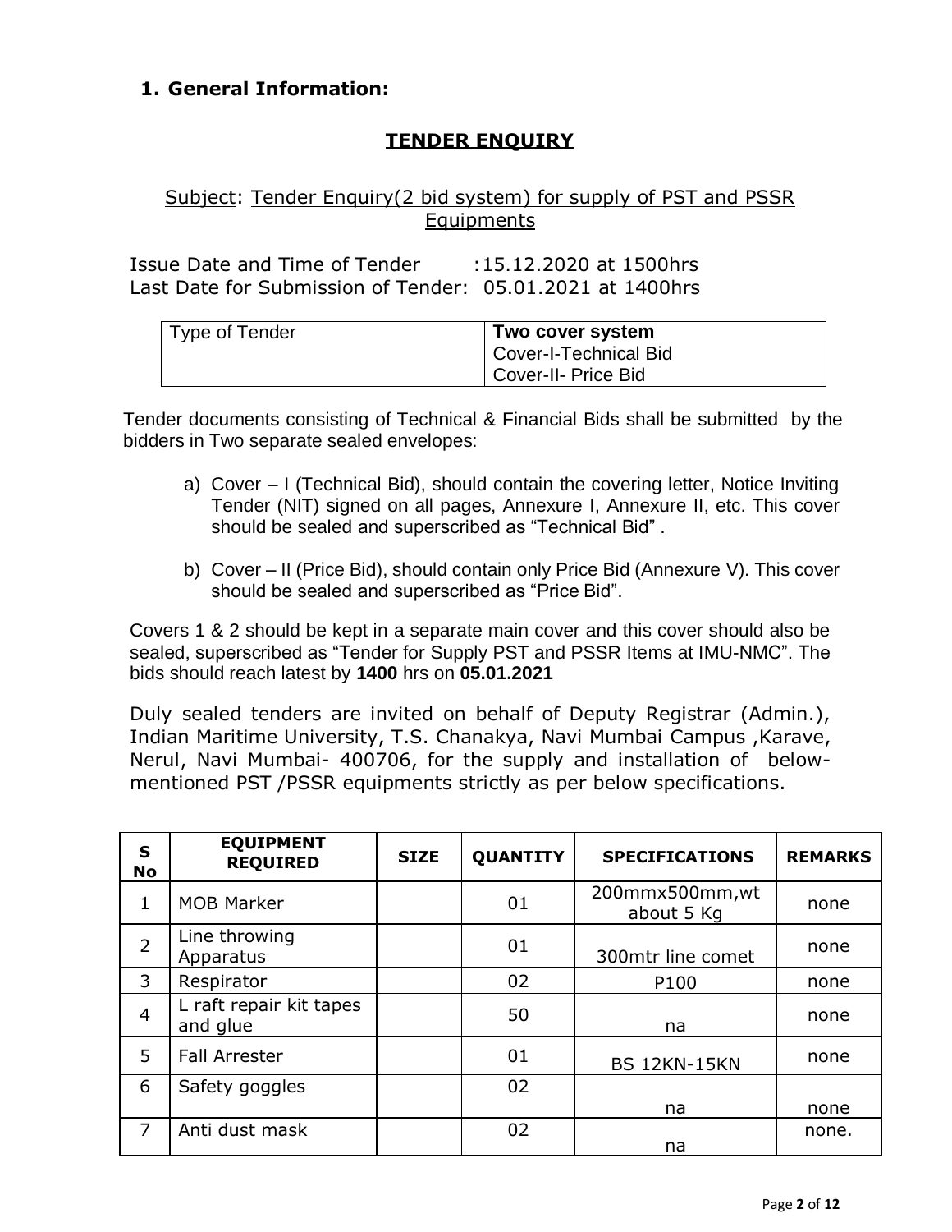## 1. General Information:

### TENDER ENQUIRY

Subject: Tender Enquiry(2 bid system) for supply of PST and PSSR Equipments

Issue Date and Time of Tender : 15.12.2020 at 1500hrs
Last Date for Submission of Tender: 05.01.2021 at 1400hrs

| Type of Tender | **Two cover system**<br>Cover-I-Technical Bid<br>Cover-II- Price Bid |
|---|---|

Tender documents consisting of Technical & Financial Bids shall be submitted by the bidders in Two separate sealed envelopes:

a) Cover – I (Technical Bid), should contain the covering letter, Notice Inviting Tender (NIT) signed on all pages, Annexure I, Annexure II, etc. This cover should be sealed and superscribed as “Technical Bid” .

b) Cover – II (Price Bid), should contain only Price Bid (Annexure V). This cover should be sealed and superscribed as “Price Bid”.

Covers 1 & 2 should be kept in a separate main cover and this cover should also be sealed, superscribed as “Tender for Supply PST and PSSR Items at IMU-NMC”. The bids should reach latest by **1400** hrs on **05.01.2021**

Duly sealed tenders are invited on behalf of Deputy Registrar (Admin.), Indian Maritime University, T.S. Chanakya, Navi Mumbai Campus ,Karave, Nerul, Navi Mumbai- 400706, for the supply and installation of below-mentioned PST /PSSR equipments strictly as per below specifications.

| S No | EQUIPMENT REQUIRED | SIZE | QUANTITY | SPECIFICATIONS | REMARKS |
|---|---|---|---|---|---|
| 1 | MOB Marker | | 01 | 200mmx500mm,wt about 5 Kg | none |
| 2 | Line throwing Apparatus | | 01 | 300mtr line comet | none |
| 3 | Respirator | | 02 | P100 | none |
| 4 | L raft repair kit tapes and glue | | 50 | na | none |
| 5 | Fall Arrester | | 01 | BS 12KN-15KN | none |
| 6 | Safety goggles | | 02 | na | none |
| 7 | Anti dust mask | | 02 | na | none. |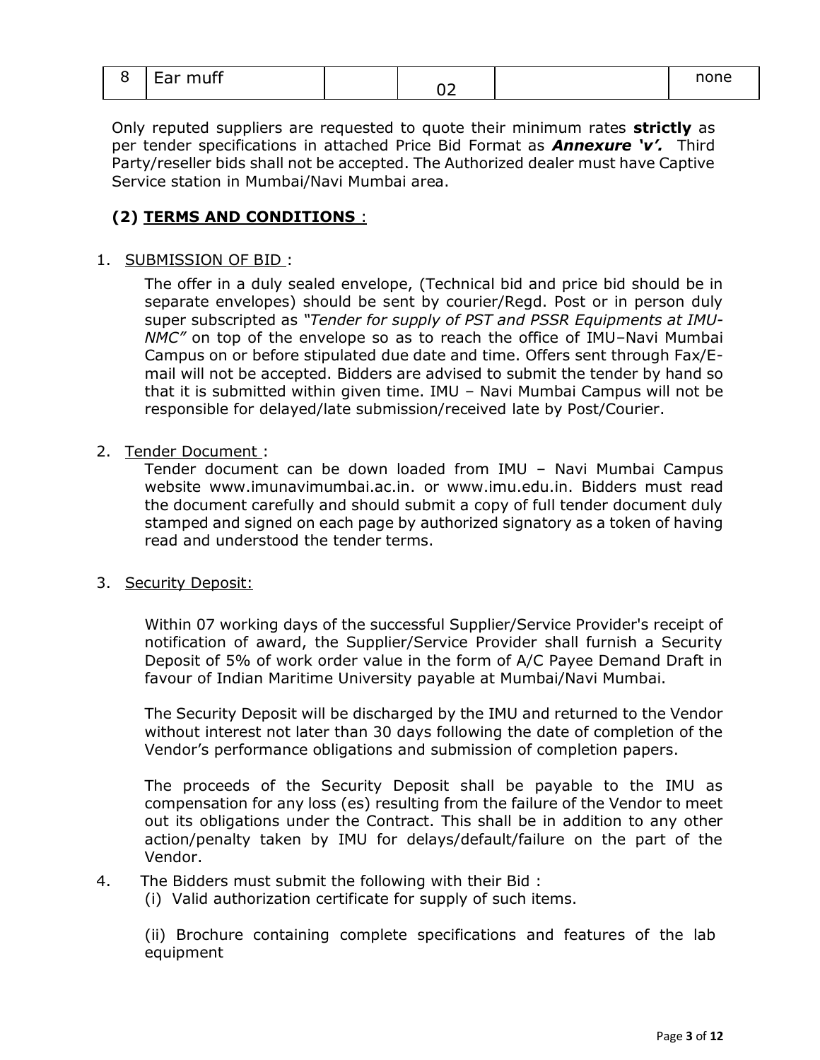| 8 | Ear muff | | 02 | | none |
|---|---|---|---|---|---|

Only reputed suppliers are requested to quote their minimum rates **strictly** as per tender specifications in attached Price Bid Format as ***Annexure 'v'.*** Third Party/reseller bids shall not be accepted. The Authorized dealer must have Captive Service station in Mumbai/Navi Mumbai area.

## (2) TERMS AND CONDITIONS :

1. SUBMISSION OF BID :

   The offer in a duly sealed envelope, (Technical bid and price bid should be in separate envelopes) should be sent by courier/Regd. Post or in person duly super subscripted as *"Tender for supply of PST and PSSR Equipments at IMU-NMC"* on top of the envelope so as to reach the office of IMU–Navi Mumbai Campus on or before stipulated due date and time. Offers sent through Fax/E-mail will not be accepted. Bidders are advised to submit the tender by hand so that it is submitted within given time. IMU – Navi Mumbai Campus will not be responsible for delayed/late submission/received late by Post/Courier.

2. Tender Document :

   Tender document can be down loaded from IMU – Navi Mumbai Campus website www.imunavimumbai.ac.in. or www.imu.edu.in. Bidders must read the document carefully and should submit a copy of full tender document duly stamped and signed on each page by authorized signatory as a token of having read and understood the tender terms.

3. Security Deposit:

   Within 07 working days of the successful Supplier/Service Provider's receipt of notification of award, the Supplier/Service Provider shall furnish a Security Deposit of 5% of work order value in the form of A/C Payee Demand Draft in favour of Indian Maritime University payable at Mumbai/Navi Mumbai.

   The Security Deposit will be discharged by the IMU and returned to the Vendor without interest not later than 30 days following the date of completion of the Vendor's performance obligations and submission of completion papers.

   The proceeds of the Security Deposit shall be payable to the IMU as compensation for any loss (es) resulting from the failure of the Vendor to meet out its obligations under the Contract. This shall be in addition to any other action/penalty taken by IMU for delays/default/failure on the part of the Vendor.

4. The Bidders must submit the following with their Bid :

   (i) Valid authorization certificate for supply of such items.

   (ii) Brochure containing complete specifications and features of the lab equipment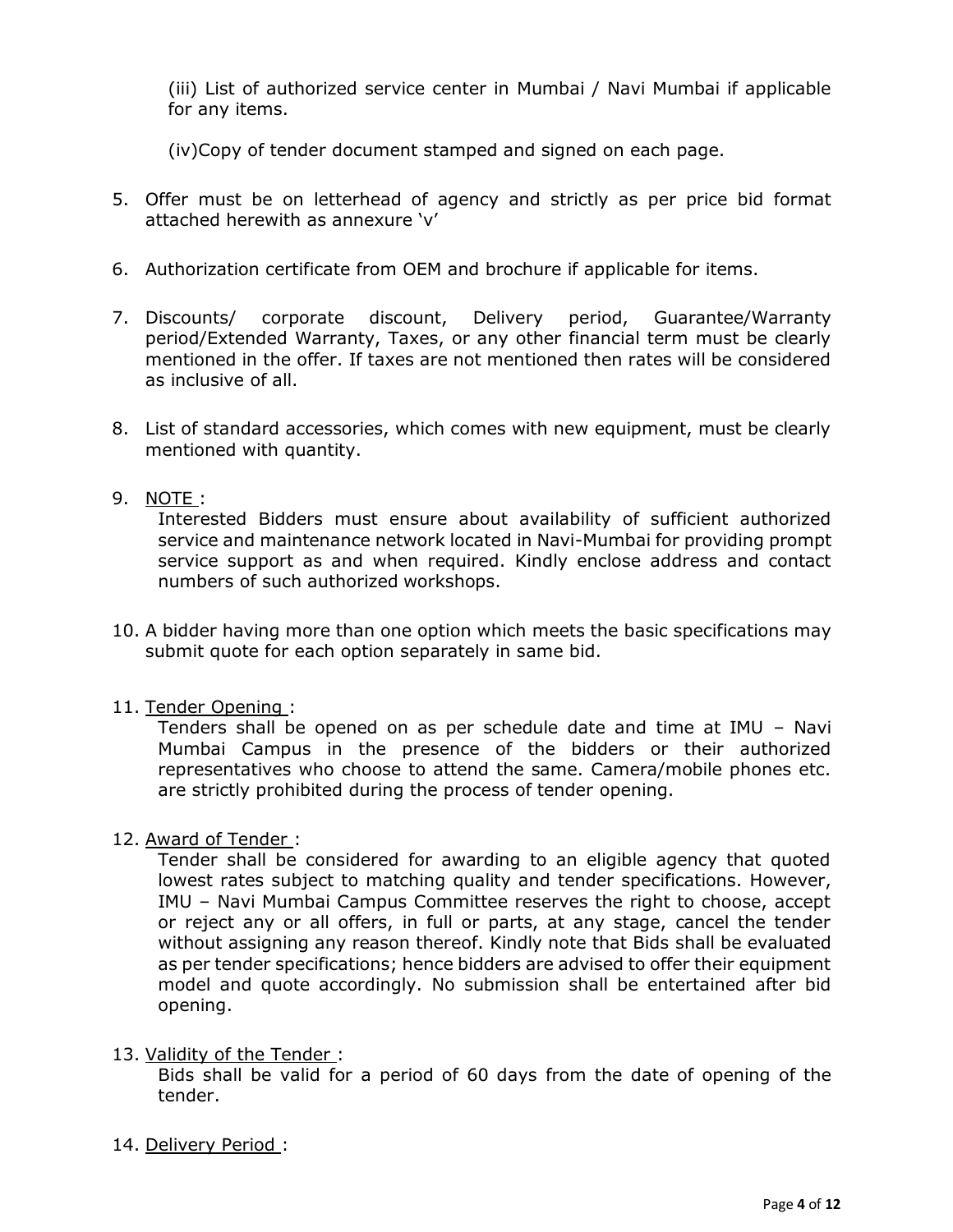(iii) List of authorized service center in Mumbai / Navi Mumbai if applicable for any items.

(iv)Copy of tender document stamped and signed on each page.

5. Offer must be on letterhead of agency and strictly as per price bid format attached herewith as annexure 'v'

6. Authorization certificate from OEM and brochure if applicable for items.

7. Discounts/ corporate discount, Delivery period, Guarantee/Warranty period/Extended Warranty, Taxes, or any other financial term must be clearly mentioned in the offer. If taxes are not mentioned then rates will be considered as inclusive of all.

8. List of standard accessories, which comes with new equipment, must be clearly mentioned with quantity.

9. NOTE :

   Interested Bidders must ensure about availability of sufficient authorized service and maintenance network located in Navi-Mumbai for providing prompt service support as and when required. Kindly enclose address and contact numbers of such authorized workshops.

10. A bidder having more than one option which meets the basic specifications may submit quote for each option separately in same bid.

11. Tender Opening :

    Tenders shall be opened on as per schedule date and time at IMU – Navi Mumbai Campus in the presence of the bidders or their authorized representatives who choose to attend the same. Camera/mobile phones etc. are strictly prohibited during the process of tender opening.

12. Award of Tender :

    Tender shall be considered for awarding to an eligible agency that quoted lowest rates subject to matching quality and tender specifications. However, IMU – Navi Mumbai Campus Committee reserves the right to choose, accept or reject any or all offers, in full or parts, at any stage, cancel the tender without assigning any reason thereof. Kindly note that Bids shall be evaluated as per tender specifications; hence bidders are advised to offer their equipment model and quote accordingly. No submission shall be entertained after bid opening.

13. Validity of the Tender :

    Bids shall be valid for a period of 60 days from the date of opening of the tender.

14. Delivery Period :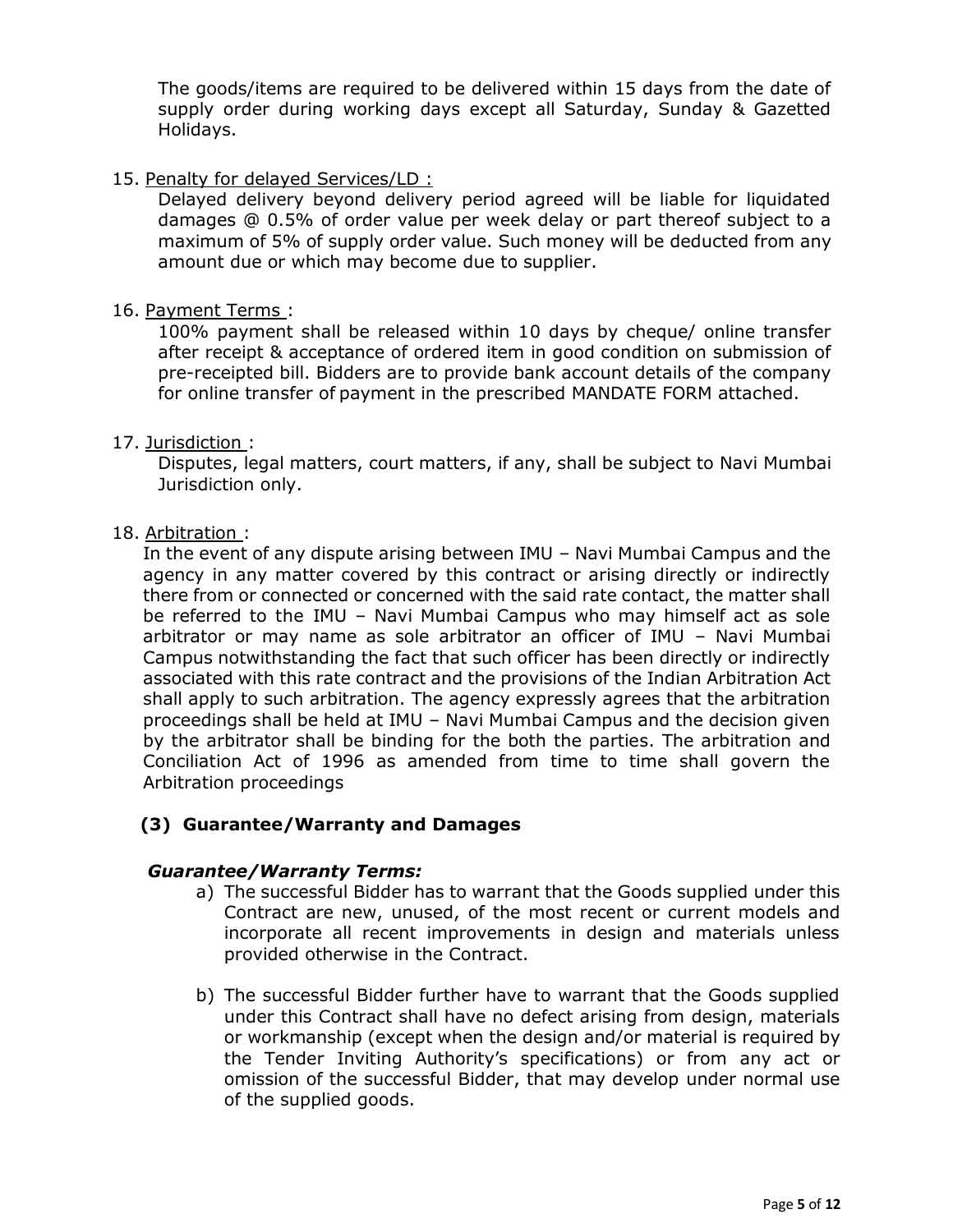The goods/items are required to be delivered within 15 days from the date of supply order during working days except all Saturday, Sunday & Gazetted Holidays.

15. Penalty for delayed Services/LD :

    Delayed delivery beyond delivery period agreed will be liable for liquidated damages @ 0.5% of order value per week delay or part thereof subject to a maximum of 5% of supply order value. Such money will be deducted from any amount due or which may become due to supplier.

16. Payment Terms :

    100% payment shall be released within 10 days by cheque/ online transfer after receipt & acceptance of ordered item in good condition on submission of pre-receipted bill. Bidders are to provide bank account details of the company for online transfer of payment in the prescribed MANDATE FORM attached.

17. Jurisdiction :

    Disputes, legal matters, court matters, if any, shall be subject to Navi Mumbai Jurisdiction only.

18. Arbitration :

    In the event of any dispute arising between IMU – Navi Mumbai Campus and the agency in any matter covered by this contract or arising directly or indirectly there from or connected or concerned with the said rate contact, the matter shall be referred to the IMU – Navi Mumbai Campus who may himself act as sole arbitrator or may name as sole arbitrator an officer of IMU – Navi Mumbai Campus notwithstanding the fact that such officer has been directly or indirectly associated with this rate contract and the provisions of the Indian Arbitration Act shall apply to such arbitration. The agency expressly agrees that the arbitration proceedings shall be held at IMU – Navi Mumbai Campus and the decision given by the arbitrator shall be binding for the both the parties. The arbitration and Conciliation Act of 1996 as amended from time to time shall govern the Arbitration proceedings

## (3) Guarantee/Warranty and Damages

***Guarantee/Warranty Terms:***

a) The successful Bidder has to warrant that the Goods supplied under this Contract are new, unused, of the most recent or current models and incorporate all recent improvements in design and materials unless provided otherwise in the Contract.

b) The successful Bidder further have to warrant that the Goods supplied under this Contract shall have no defect arising from design, materials or workmanship (except when the design and/or material is required by the Tender Inviting Authority's specifications) or from any act or omission of the successful Bidder, that may develop under normal use of the supplied goods.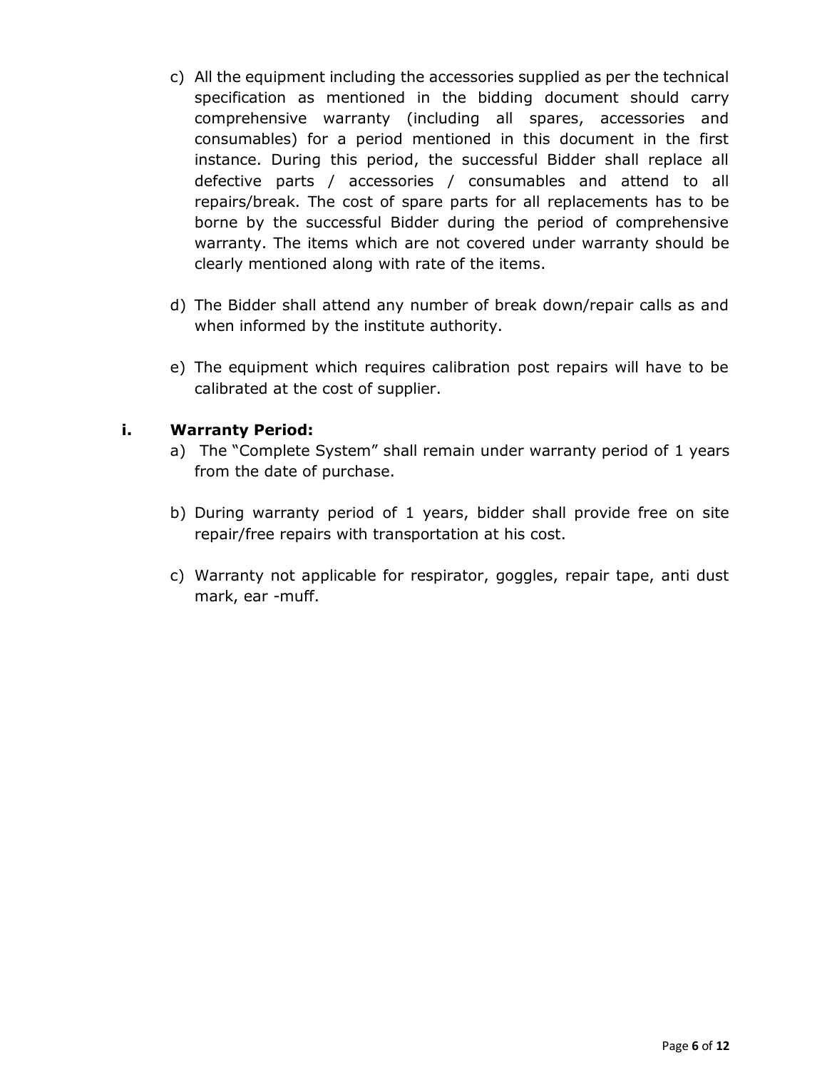c) All the equipment including the accessories supplied as per the technical specification as mentioned in the bidding document should carry comprehensive warranty (including all spares, accessories and consumables) for a period mentioned in this document in the first instance. During this period, the successful Bidder shall replace all defective parts / accessories / consumables and attend to all repairs/break. The cost of spare parts for all replacements has to be borne by the successful Bidder during the period of comprehensive warranty. The items which are not covered under warranty should be clearly mentioned along with rate of the items.

d) The Bidder shall attend any number of break down/repair calls as and when informed by the institute authority.

e) The equipment which requires calibration post repairs will have to be calibrated at the cost of supplier.

**i. Warranty Period:**

a) The "Complete System" shall remain under warranty period of 1 years from the date of purchase.

b) During warranty period of 1 years, bidder shall provide free on site repair/free repairs with transportation at his cost.

c) Warranty not applicable for respirator, goggles, repair tape, anti dust mark, ear -muff.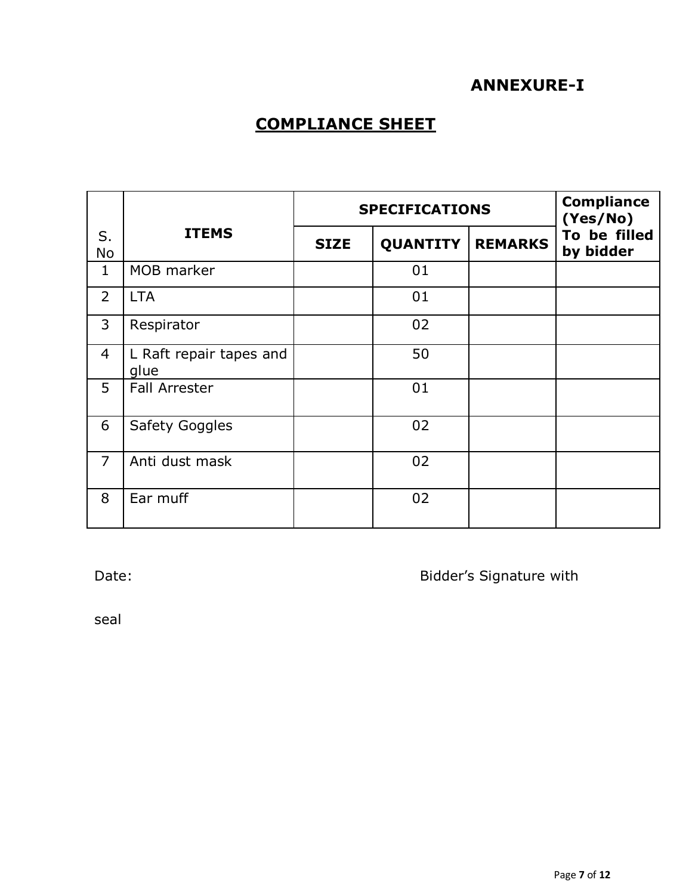# ANNEXURE-I

## COMPLIANCE SHEET

| S. No | ITEMS | SPECIFICATIONS | | | Compliance (Yes/No) To be filled by bidder |
|---|---|---|---|---|---|
| | | SIZE | QUANTITY | REMARKS | |
| 1 | MOB marker | | 01 | | |
| 2 | LTA | | 01 | | |
| 3 | Respirator | | 02 | | |
| 4 | L Raft repair tapes and glue | | 50 | | |
| 5 | Fall Arrester | | 01 | | |
| 6 | Safety Goggles | | 02 | | |
| 7 | Anti dust mask | | 02 | | |
| 8 | Ear muff | | 02 | | |

Date: Bidder's Signature with

seal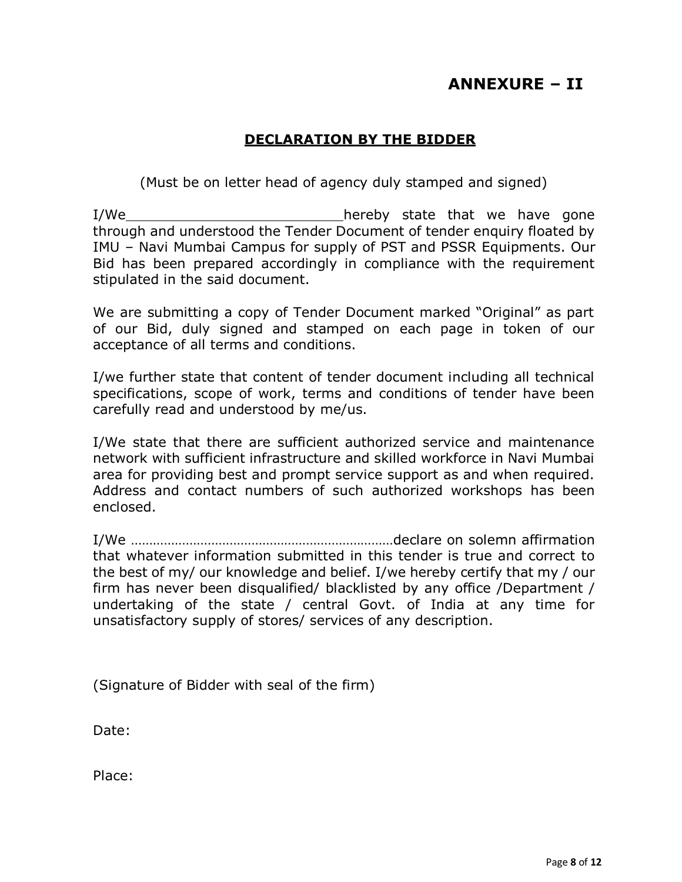# ANNEXURE – II

## DECLARATION BY THE BIDDER

(Must be on letter head of agency duly stamped and signed)

I/We\_\_\_\_\_\_\_\_\_\_\_\_\_\_\_\_\_\_\_\_\_\_\_\_\_\_\_hereby state that we have gone through and understood the Tender Document of tender enquiry floated by IMU – Navi Mumbai Campus for supply of PST and PSSR Equipments. Our Bid has been prepared accordingly in compliance with the requirement stipulated in the said document.

We are submitting a copy of Tender Document marked "Original" as part of our Bid, duly signed and stamped on each page in token of our acceptance of all terms and conditions.

I/we further state that content of tender document including all technical specifications, scope of work, terms and conditions of tender have been carefully read and understood by me/us.

I/We state that there are sufficient authorized service and maintenance network with sufficient infrastructure and skilled workforce in Navi Mumbai area for providing best and prompt service support as and when required. Address and contact numbers of such authorized workshops has been enclosed.

I/We ………………………………………………………………declare on solemn affirmation that whatever information submitted in this tender is true and correct to the best of my/ our knowledge and belief. I/we hereby certify that my / our firm has never been disqualified/ blacklisted by any office /Department / undertaking of the state / central Govt. of India at any time for unsatisfactory supply of stores/ services of any description.

(Signature of Bidder with seal of the firm)

Date:

Place: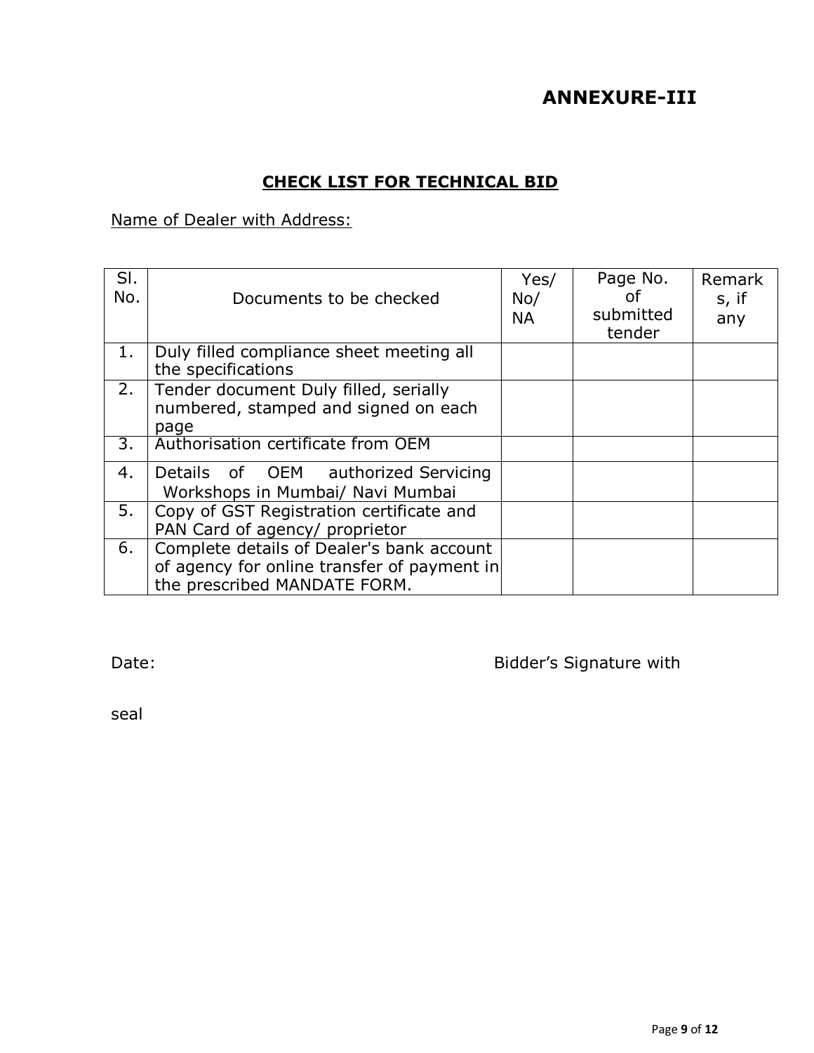# ANNEXURE-III

## CHECK LIST FOR TECHNICAL BID

Name of Dealer with Address:

| Sl. No. | Documents to be checked | Yes/ No/ NA | Page No. of submitted tender | Remarks, if any |
|---|---|---|---|---|
| 1. | Duly filled compliance sheet meeting all the specifications | | | |
| 2. | Tender document Duly filled, serially numbered, stamped and signed on each page | | | |
| 3. | Authorisation certificate from OEM | | | |
| 4. | Details of OEM authorized Servicing Workshops in Mumbai/ Navi Mumbai | | | |
| 5. | Copy of GST Registration certificate and PAN Card of agency/ proprietor | | | |
| 6. | Complete details of Dealer's bank account of agency for online transfer of payment in the prescribed MANDATE FORM. | | | |

Date: Bidder's Signature with seal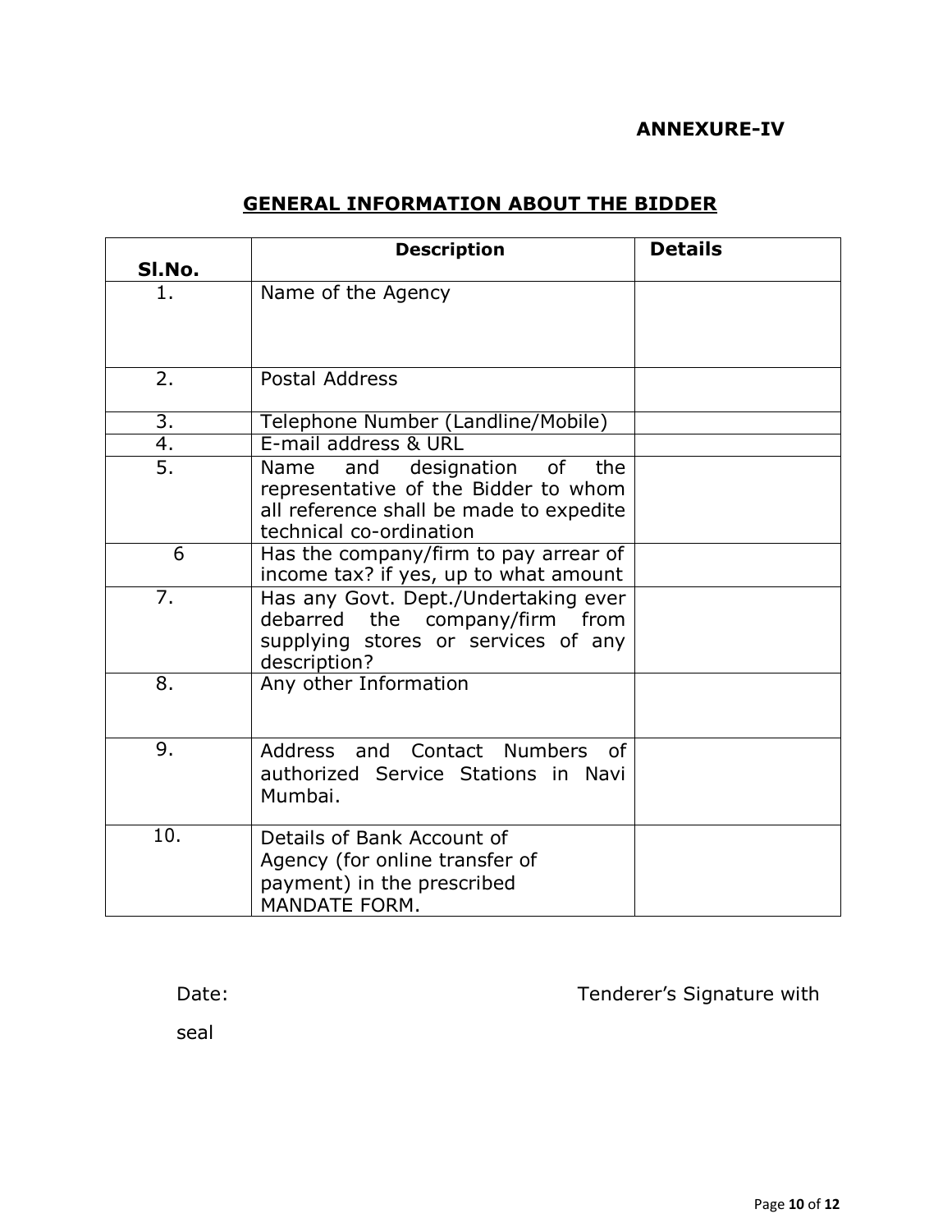**ANNEXURE-IV**

## GENERAL INFORMATION ABOUT THE BIDDER

| Sl.No. | Description | Details |
|---|---|---|
| 1. | Name of the Agency | |
| 2. | Postal Address | |
| 3. | Telephone Number (Landline/Mobile) | |
| 4. | E-mail address & URL | |
| 5. | Name and designation of the representative of the Bidder to whom all reference shall be made to expedite technical co-ordination | |
| 6 | Has the company/firm to pay arrear of income tax? if yes, up to what amount | |
| 7. | Has any Govt. Dept./Undertaking ever debarred the company/firm from supplying stores or services of any description? | |
| 8. | Any other Information | |
| 9. | Address and Contact Numbers of authorized Service Stations in Navi Mumbai. | |
| 10. | Details of Bank Account of Agency (for online transfer of payment) in the prescribed MANDATE FORM. | |

Date: Tenderer's Signature with seal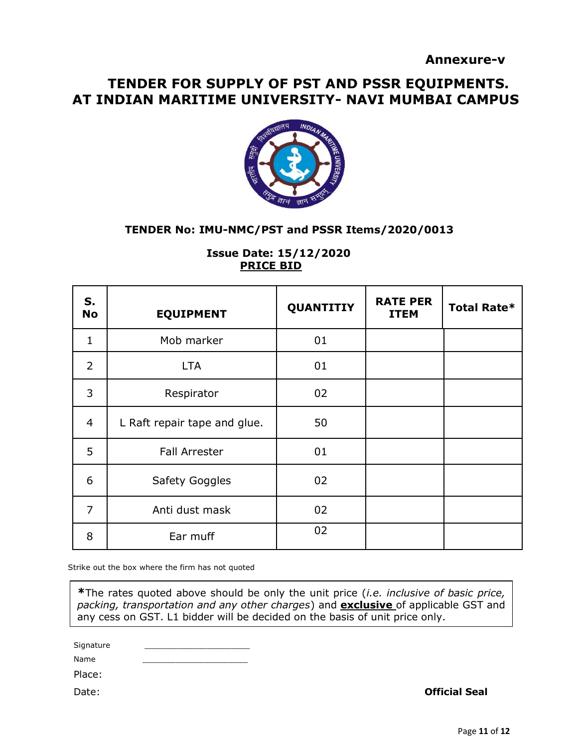**Annexure-v**

# TENDER FOR SUPPLY OF PST AND PSSR EQUIPMENTS. AT INDIAN MARITIME UNIVERSITY- NAVI MUMBAI CAMPUS

**TENDER No: IMU-NMC/PST and PSSR Items/2020/0013**

**Issue Date: 15/12/2020**

**<u>PRICE BID</u>**

| S. No | EQUIPMENT | QUANTITIY | RATE PER ITEM | Total Rate* |
|---|---|---|---|---|
| 1 | Mob marker | 01 | | |
| 2 | LTA | 01 | | |
| 3 | Respirator | 02 | | |
| 4 | L Raft repair tape and glue. | 50 | | |
| 5 | Fall Arrester | 01 | | |
| 6 | Safety Goggles | 02 | | |
| 7 | Anti dust mask | 02 | | |
| 8 | Ear muff | 02 | | |

Strike out the box where the firm has not quoted

**\***The rates quoted above should be only the unit price (*i.e. inclusive of basic price, packing, transportation and any other charges*) and **<u>exclusive</u>** of applicable GST and any cess on GST. L1 bidder will be decided on the basis of unit price only.

Signature ____________________

Name ____________________

Place:

Date:

**Official Seal**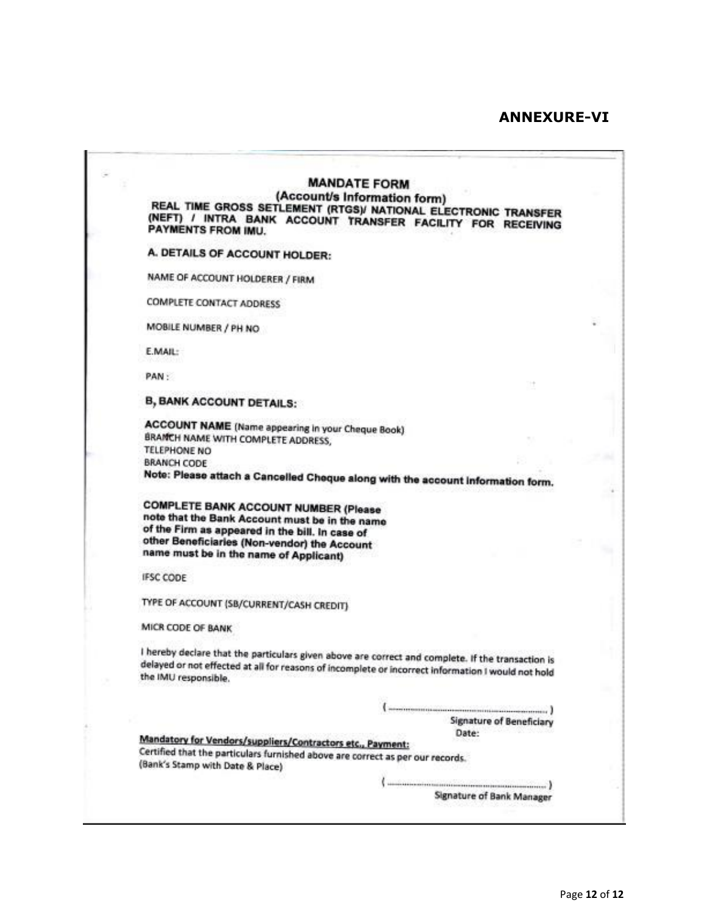**ANNEXURE-VI**

# MANDATE FORM

## (Account/s Information form)

**REAL TIME GROSS SETLEMENT (RTGS)/ NATIONAL ELECTRONIC TRANSFER (NEFT) / INTRA BANK ACCOUNT TRANSFER FACILITY FOR RECEIVING PAYMENTS FROM IMU.**

**A. DETAILS OF ACCOUNT HOLDER:**

NAME OF ACCOUNT HOLDERER / FIRM

COMPLETE CONTACT ADDRESS

MOBILE NUMBER / PH NO

E.MAIL:

PAN :

**B, BANK ACCOUNT DETAILS:**

**ACCOUNT NAME** (Name appearing in your Cheque Book)
BRANCH NAME WITH COMPLETE ADDRESS,
TELEPHONE NO
BRANCH CODE
**Note: Please attach a Cancelled Cheque along with the account information form.**

**COMPLETE BANK ACCOUNT NUMBER (Please note that the Bank Account must be in the name of the Firm as appeared in the bill. In case of other Beneficiaries (Non-vendor) the Account name must be in the name of Applicant)**

IFSC CODE

TYPE OF ACCOUNT (SB/CURRENT/CASH CREDIT)

MICR CODE OF BANK

I hereby declare that the particulars given above are correct and complete. If the transaction is delayed or not effected at all for reasons of incomplete or incorrect information I would not hold the IMU responsible.

(..............................................................)
Signature of Beneficiary
Date:

**Mandatory for Vendors/suppliers/Contractors etc., Payment:**
Certified that the particulars furnished above are correct as per our records.
(Bank's Stamp with Date & Place)

(..............................................................)
Signature of Bank Manager